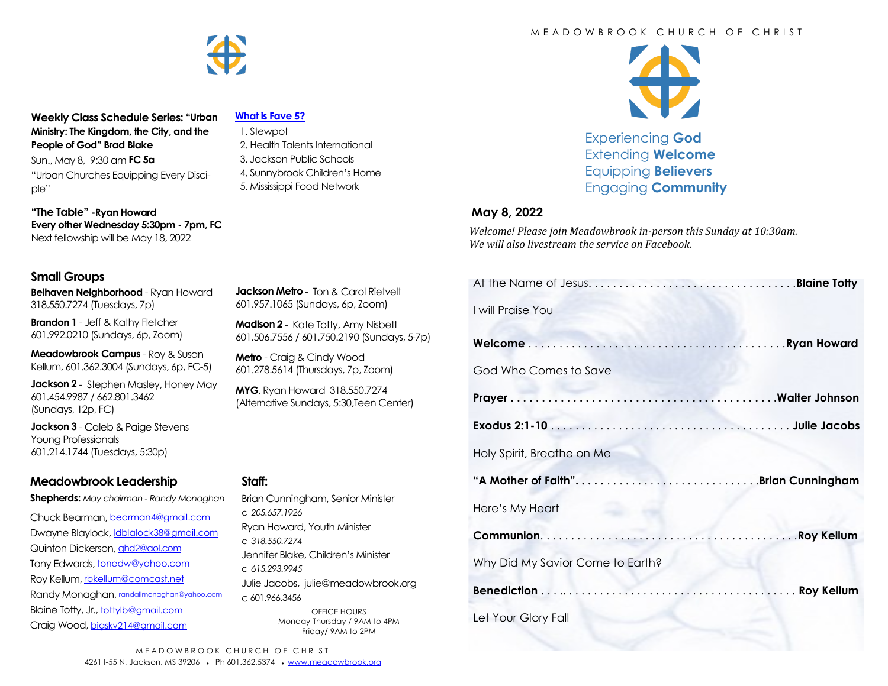**Weekly Class Schedule Series: "Urban Ministry: The Kingdom, the City, and the People of God" Brad Blake**

Sun., May 8, 9:30 am **FC 5a**
"Urban Churches Equipping Every Disciple"

**"The Table" -Ryan Howard**
**Every other Wednesday 5:30pm - 7pm, FC**
Next fellowship will be May 18, 2022

**What is Fave 5?**

1. Stewpot
2. Health Talents International
3. Jackson Public Schools
4. Sunnybrook Children's Home
5. Mississippi Food Network

## Small Groups

**Belhaven Neighborhood** - Ryan Howard 318.550.7274 (Tuesdays, 7p)

**Brandon 1** - Jeff & Kathy Fletcher 601.992.0210 (Sundays, 6p, Zoom)

**Meadowbrook Campus** - Roy & Susan Kellum, 601.362.3004 (Sundays, 6p, FC-5)

**Jackson 2** - Stephen Masley, Honey May 601.454.9987 / 662.801.3462 (Sundays, 12p, FC)

**Jackson 3** - Caleb & Paige Stevens Young Professionals 601.214.1744 (Tuesdays, 5:30p)

**Jackson Metro** - Ton & Carol Rietvelt 601.957.1065 (Sundays, 6p, Zoom)

**Madison 2** - Kate Totty, Amy Nisbett 601.506.7556 / 601.750.2190 (Sundays, 5-7p)

**Metro** - Craig & Cindy Wood 601.278.5614 (Thursdays, 7p, Zoom)

**MYG**, Ryan Howard 318.550.7274 (Alternative Sundays, 5:30,Teen Center)

## Meadowbrook Leadership

**Shepherds:** *May chairman - Randy Monaghan*

Chuck Bearman, bearman4@gmail.com
Dwayne Blaylock, ldblalock38@gmail.com
Quinton Dickerson, qhd2@aol.com
Tony Edwards, tonedw@yahoo.com
Roy Kellum, rbkellum@comcast.net
Randy Monaghan, randallmonaghan@yahoo.com
Blaine Totty, Jr., tottylb@gmail.com
Craig Wood, bigsky214@gmail.com

## Staff:

Brian Cunningham, Senior Minister
c *205.657.1926*
Ryan Howard, Youth Minister
c *318.550.7274*
Jennifer Blake, Children's Minister
c *615.293.9945*
Julie Jacobs, julie@meadowbrook.org
c 601.966.3456

OFFICE HOURS
Monday-Thursday / 9AM to 4PM
Friday/ 9AM to 2PM

MEADOWBROOK CHURCH OF CHRIST
4261 I-55 N, Jackson, MS 39206 • Ph 601.362.5374 • www.meadowbrook.org

# MEADOWBROOK CHURCH OF CHRIST

Experiencing **God**
Extending **Welcome**
Equipping **Believers**
Engaging **Community**

## May 8, 2022

*Welcome! Please join Meadowbrook in-person this Sunday at 10:30am. We will also livestream the service on Facebook.*

At the Name of Jesus. . . . . . . . . . . . . . . . . . . . . . . . . . . . . . . . . .**Blaine Totty**

I will Praise You

**Welcome** . . . . . . . . . . . . . . . . . . . . . . . . . . . . . . . . . . . . . . . . .**Ryan Howard**

God Who Comes to Save

**Prayer** . . . . . . . . . . . . . . . . . . . . . . . . . . . . . . . . . . . . . . . . . . .**Walter Johnson**

**Exodus 2:1-10** . . . . . . . . . . . . . . . . . . . . . . . . . . . . . . . . . . . . . . **Julie Jacobs**

Holy Spirit, Breathe on Me

**"A Mother of Faith"**. . . . . . . . . . . . . . . . . . . . . . . . . . . . . .**Brian Cunningham**

Here's My Heart

**Communion**. . . . . . . . . . . . . . . . . . . . . . . . . . . . . . . . . . . . . . . . . .**Roy Kellum**

Why Did My Savior Come to Earth?

**Benediction** . . . .. . . . . . . . . . . . . . . . . . . . . . . . . . . . . . . . . . . . **Roy Kellum**

Let Your Glory Fall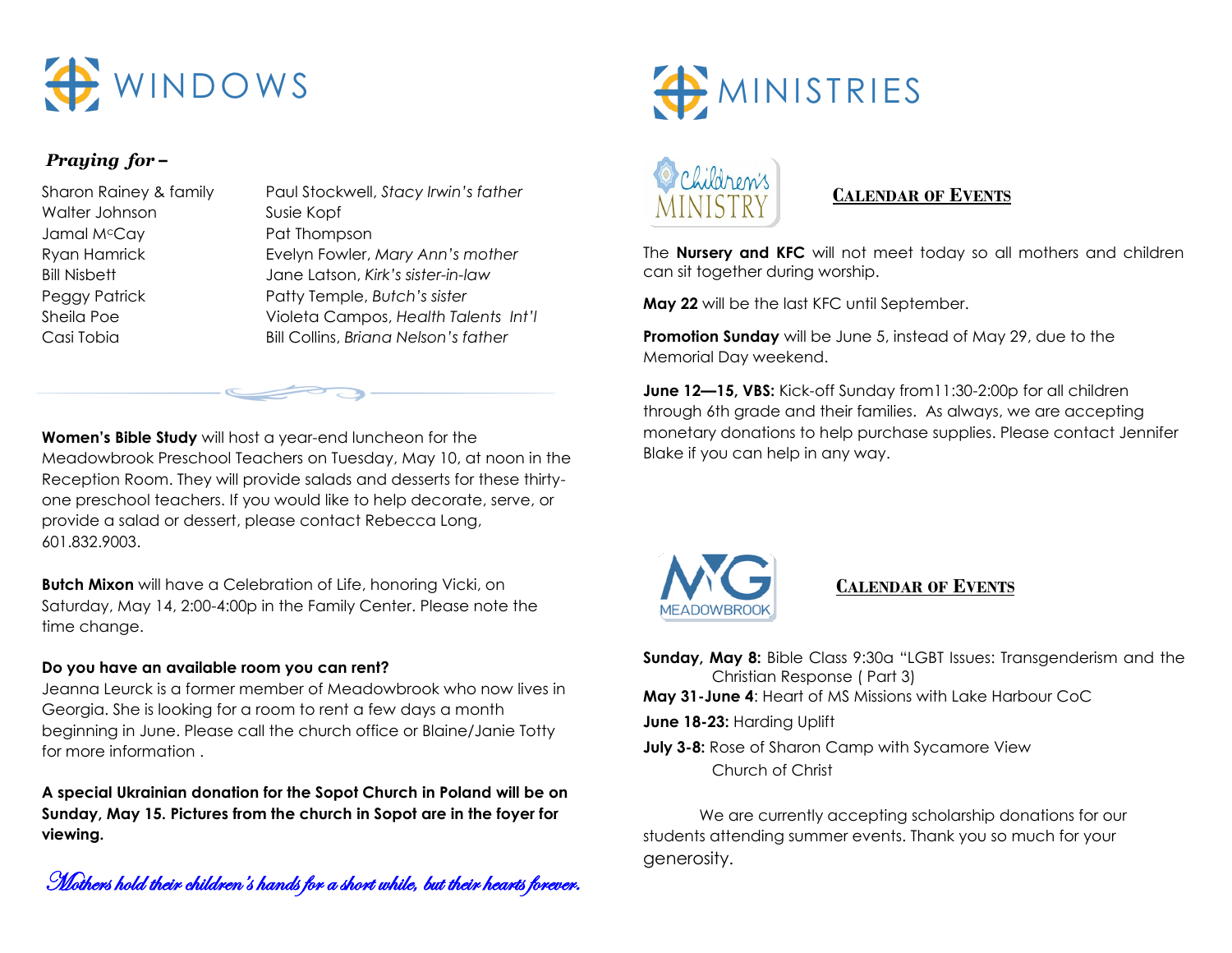# WINDOWS

***Praying for –***

Sharon Rainey & family
Walter Johnson
Jamal McCay
Ryan Hamrick
Bill Nisbett
Peggy Patrick
Sheila Poe
Casi Tobia

Paul Stockwell, *Stacy Irwin's father*
Susie Kopf
Pat Thompson
Evelyn Fowler, *Mary Ann's mother*
Jane Latson, *Kirk's sister-in-law*
Patty Temple, *Butch's sister*
Violeta Campos, *Health Talents Int'l*
Bill Collins, *Briana Nelson's father*

**Women's Bible Study** will host a year-end luncheon for the Meadowbrook Preschool Teachers on Tuesday, May 10, at noon in the Reception Room. They will provide salads and desserts for these thirty-one preschool teachers. If you would like to help decorate, serve, or provide a salad or dessert, please contact Rebecca Long, 601.832.9003.

**Butch Mixon** will have a Celebration of Life, honoring Vicki, on Saturday, May 14, 2:00-4:00p in the Family Center. Please note the time change.

**Do you have an available room you can rent?**
Jeanna Leurck is a former member of Meadowbrook who now lives in Georgia. She is looking for a room to rent a few days a month beginning in June. Please call the church office or Blaine/Janie Totty for more information .

**A special Ukrainian donation for the Sopot Church in Poland will be on Sunday, May 15. Pictures from the church in Sopot are in the foyer for viewing.**

*Mothers hold their children's hands for a short while, but their hearts forever.*

# MINISTRIES

Children's MINISTRY

## CALENDAR OF EVENTS

The **Nursery and KFC** will not meet today so all mothers and children can sit together during worship.

**May 22** will be the last KFC until September.

**Promotion Sunday** will be June 5, instead of May 29, due to the Memorial Day weekend.

**June 12—15, VBS:** Kick-off Sunday from11:30-2:00p for all children through 6th grade and their families. As always, we are accepting monetary donations to help purchase supplies. Please contact Jennifer Blake if you can help in any way.

MYG MEADOWBROOK

## CALENDAR OF EVENTS

**Sunday, May 8:** Bible Class 9:30a "LGBT Issues: Transgenderism and the Christian Response ( Part 3)

**May 31-June 4**: Heart of MS Missions with Lake Harbour CoC

**June 18-23:** Harding Uplift

**July 3-8:** Rose of Sharon Camp with Sycamore View Church of Christ

We are currently accepting scholarship donations for our students attending summer events. Thank you so much for your generosity.